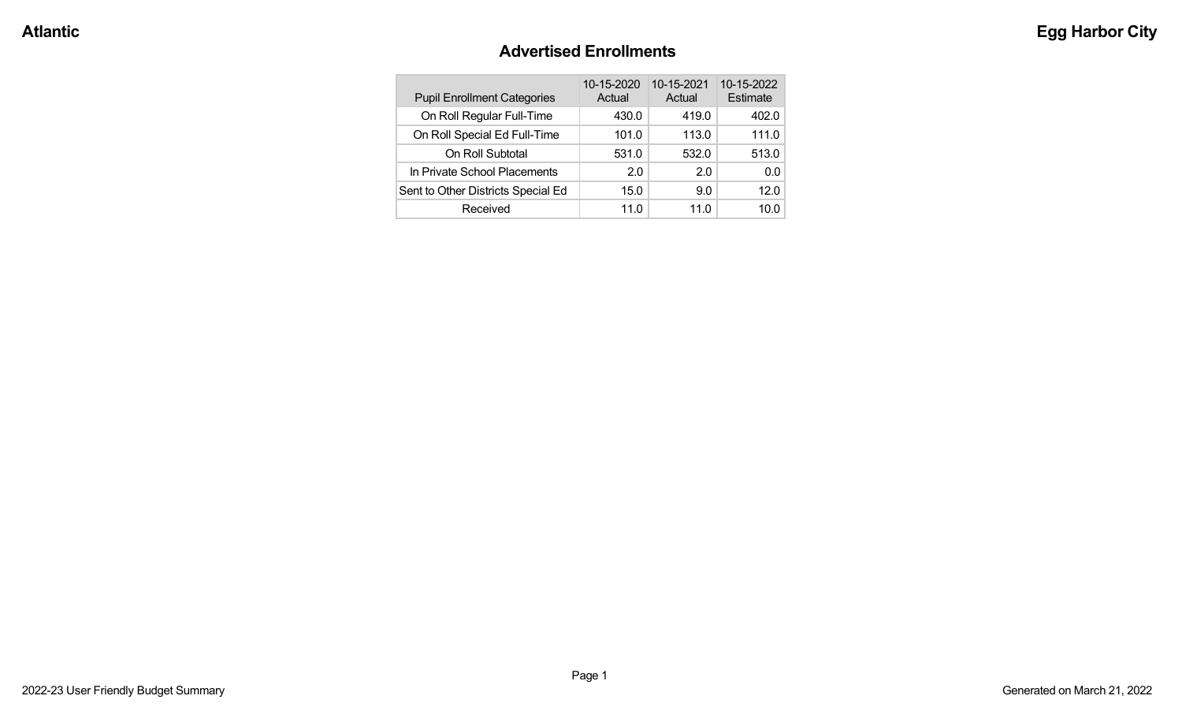Atlantic

Egg Harbor City

## Advertised Enrollments

| Pupil Enrollment Categories | 10-15-2020 Actual | 10-15-2021 Actual | 10-15-2022 Estimate |
|---|---|---|---|
| On Roll Regular Full-Time | 430.0 | 419.0 | 402.0 |
| On Roll Special Ed Full-Time | 101.0 | 113.0 | 111.0 |
| On Roll Subtotal | 531.0 | 532.0 | 513.0 |
| In Private School Placements | 2.0 | 2.0 | 0.0 |
| Sent to Other Districts Special Ed | 15.0 | 9.0 | 12.0 |
| Received | 11.0 | 11.0 | 10.0 |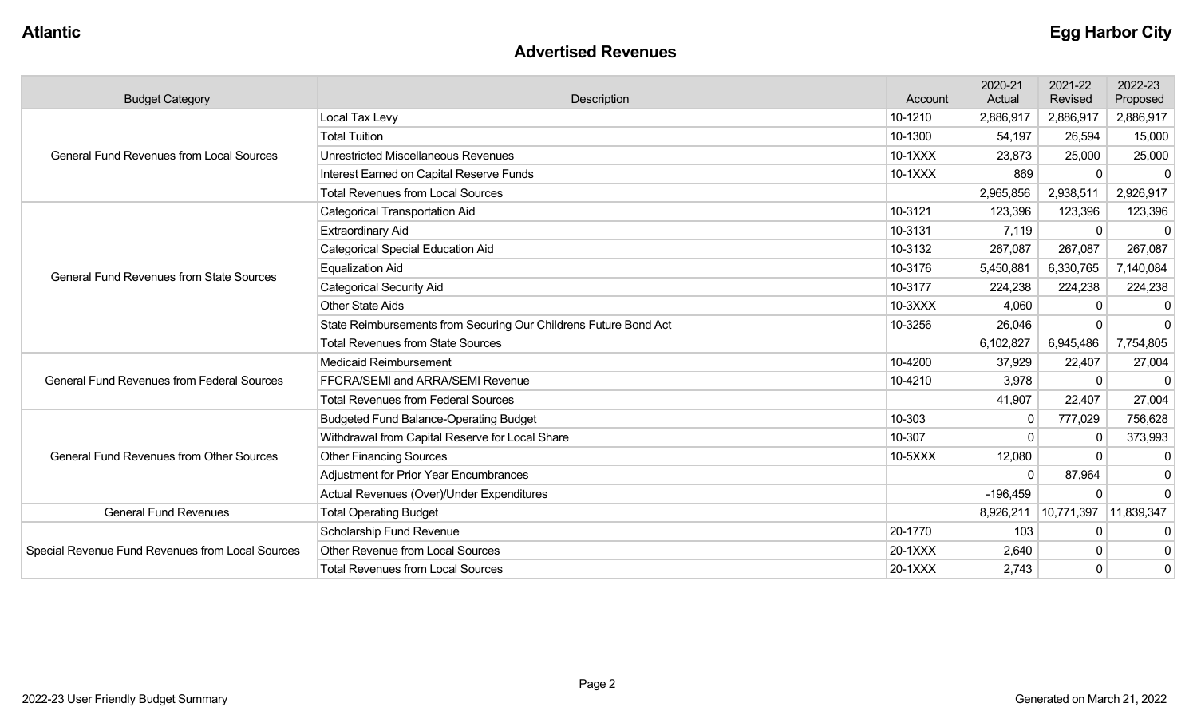Atlantic

Egg Harbor City

## Advertised Revenues

| Budget Category | Description | Account | 2020-21 Actual | 2021-22 Revised | 2022-23 Proposed |
|---|---|---|---|---|---|
| General Fund Revenues from Local Sources | Local Tax Levy | 10-1210 | 2,886,917 | 2,886,917 | 2,886,917 |
| | Total Tuition | 10-1300 | 54,197 | 26,594 | 15,000 |
| | Unrestricted Miscellaneous Revenues | 10-1XXX | 23,873 | 25,000 | 25,000 |
| | Interest Earned on Capital Reserve Funds | 10-1XXX | 869 | 0 | 0 |
| | Total Revenues from Local Sources | | 2,965,856 | 2,938,511 | 2,926,917 |
| General Fund Revenues from State Sources | Categorical Transportation Aid | 10-3121 | 123,396 | 123,396 | 123,396 |
| | Extraordinary Aid | 10-3131 | 7,119 | 0 | 0 |
| | Categorical Special Education Aid | 10-3132 | 267,087 | 267,087 | 267,087 |
| | Equalization Aid | 10-3176 | 5,450,881 | 6,330,765 | 7,140,084 |
| | Categorical Security Aid | 10-3177 | 224,238 | 224,238 | 224,238 |
| | Other State Aids | 10-3XXX | 4,060 | 0 | 0 |
| | State Reimbursements from Securing Our Childrens Future Bond Act | 10-3256 | 26,046 | 0 | 0 |
| | Total Revenues from State Sources | | 6,102,827 | 6,945,486 | 7,754,805 |
| General Fund Revenues from Federal Sources | Medicaid Reimbursement | 10-4200 | 37,929 | 22,407 | 27,004 |
| | FFCRA/SEMI and ARRA/SEMI Revenue | 10-4210 | 3,978 | 0 | 0 |
| | Total Revenues from Federal Sources | | 41,907 | 22,407 | 27,004 |
| General Fund Revenues from Other Sources | Budgeted Fund Balance-Operating Budget | 10-303 | 0 | 777,029 | 756,628 |
| | Withdrawal from Capital Reserve for Local Share | 10-307 | 0 | 0 | 373,993 |
| | Other Financing Sources | 10-5XXX | 12,080 | 0 | 0 |
| | Adjustment for Prior Year Encumbrances | | 0 | 87,964 | 0 |
| | Actual Revenues (Over)/Under Expenditures | | -196,459 | 0 | 0 |
| General Fund Revenues | Total Operating Budget | | 8,926,211 | 10,771,397 | 11,839,347 |
| Special Revenue Fund Revenues from Local Sources | Scholarship Fund Revenue | 20-1770 | 103 | 0 | 0 |
| | Other Revenue from Local Sources | 20-1XXX | 2,640 | 0 | 0 |
| | Total Revenues from Local Sources | 20-1XXX | 2,743 | 0 | 0 |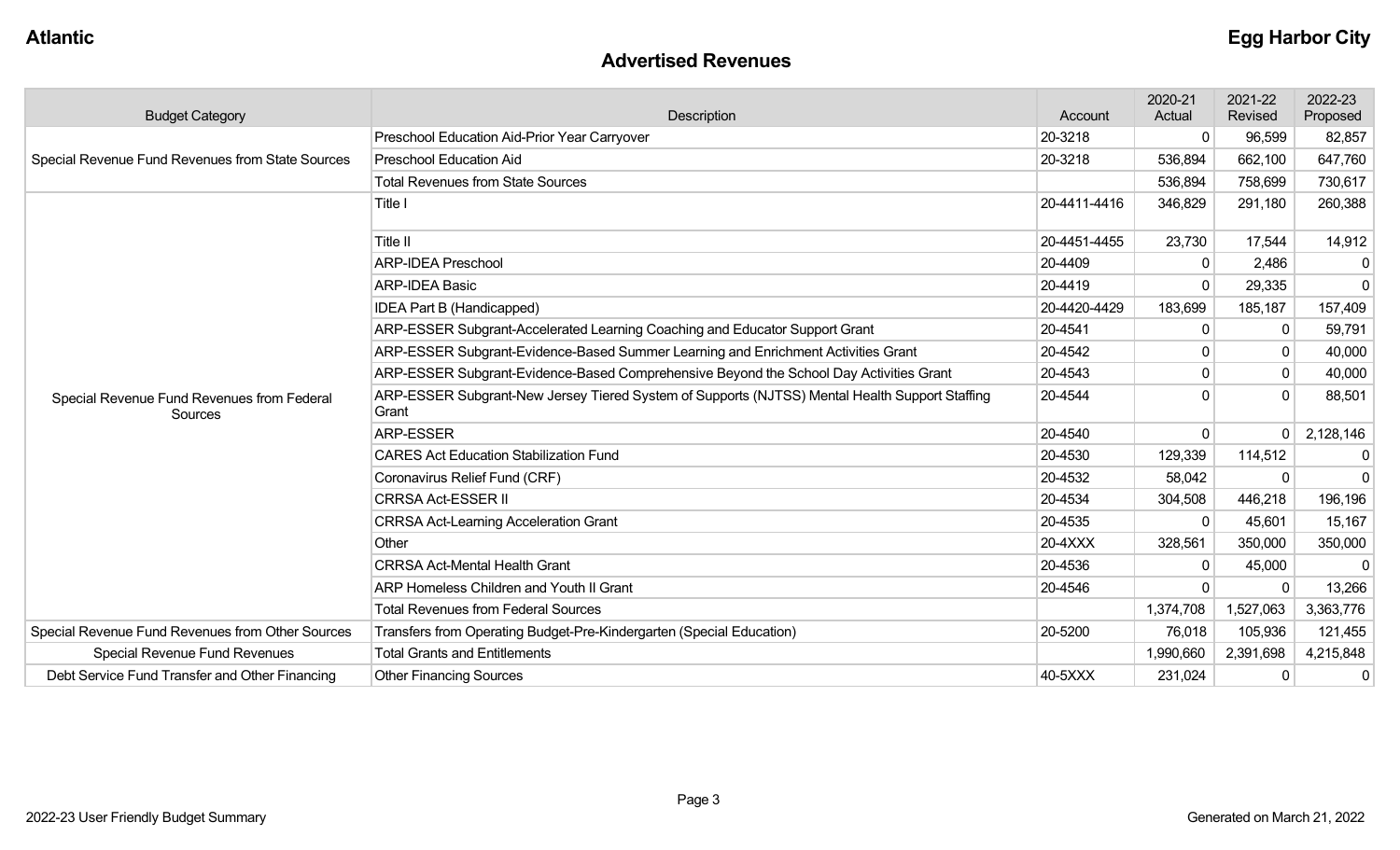**Atlantic** **Egg Harbor City**

## Advertised Revenues

| Budget Category | Description | Account | 2020-21 Actual | 2021-22 Revised | 2022-23 Proposed |
|---|---|---|---|---|---|
| Special Revenue Fund Revenues from State Sources | Preschool Education Aid-Prior Year Carryover | 20-3218 | 0 | 96,599 | 82,857 |
| | Preschool Education Aid | 20-3218 | 536,894 | 662,100 | 647,760 |
| | Total Revenues from State Sources | | 536,894 | 758,699 | 730,617 |
| Special Revenue Fund Revenues from Federal Sources | Title I | 20-4411-4416 | 346,829 | 291,180 | 260,388 |
| | Title II | 20-4451-4455 | 23,730 | 17,544 | 14,912 |
| | ARP-IDEA Preschool | 20-4409 | 0 | 2,486 | 0 |
| | ARP-IDEA Basic | 20-4419 | 0 | 29,335 | 0 |
| | IDEA Part B (Handicapped) | 20-4420-4429 | 183,699 | 185,187 | 157,409 |
| | ARP-ESSER Subgrant-Accelerated Learning Coaching and Educator Support Grant | 20-4541 | 0 | 0 | 59,791 |
| | ARP-ESSER Subgrant-Evidence-Based Summer Learning and Enrichment Activities Grant | 20-4542 | 0 | 0 | 40,000 |
| | ARP-ESSER Subgrant-Evidence-Based Comprehensive Beyond the School Day Activities Grant | 20-4543 | 0 | 0 | 40,000 |
| | ARP-ESSER Subgrant-New Jersey Tiered System of Supports (NJTSS) Mental Health Support Staffing Grant | 20-4544 | 0 | 0 | 88,501 |
| | ARP-ESSER | 20-4540 | 0 | 0 | 2,128,146 |
| | CARES Act Education Stabilization Fund | 20-4530 | 129,339 | 114,512 | 0 |
| | Coronavirus Relief Fund (CRF) | 20-4532 | 58,042 | 0 | 0 |
| | CRRSA Act-ESSER II | 20-4534 | 304,508 | 446,218 | 196,196 |
| | CRRSA Act-Learning Acceleration Grant | 20-4535 | 0 | 45,601 | 15,167 |
| | Other | 20-4XXX | 328,561 | 350,000 | 350,000 |
| | CRRSA Act-Mental Health Grant | 20-4536 | 0 | 45,000 | 0 |
| | ARP Homeless Children and Youth II Grant | 20-4546 | 0 | 0 | 13,266 |
| | Total Revenues from Federal Sources | | 1,374,708 | 1,527,063 | 3,363,776 |
| Special Revenue Fund Revenues from Other Sources | Transfers from Operating Budget-Pre-Kindergarten (Special Education) | 20-5200 | 76,018 | 105,936 | 121,455 |
| Special Revenue Fund Revenues | Total Grants and Entitlements | | 1,990,660 | 2,391,698 | 4,215,848 |
| Debt Service Fund Transfer and Other Financing | Other Financing Sources | 40-5XXX | 231,024 | 0 | 0 |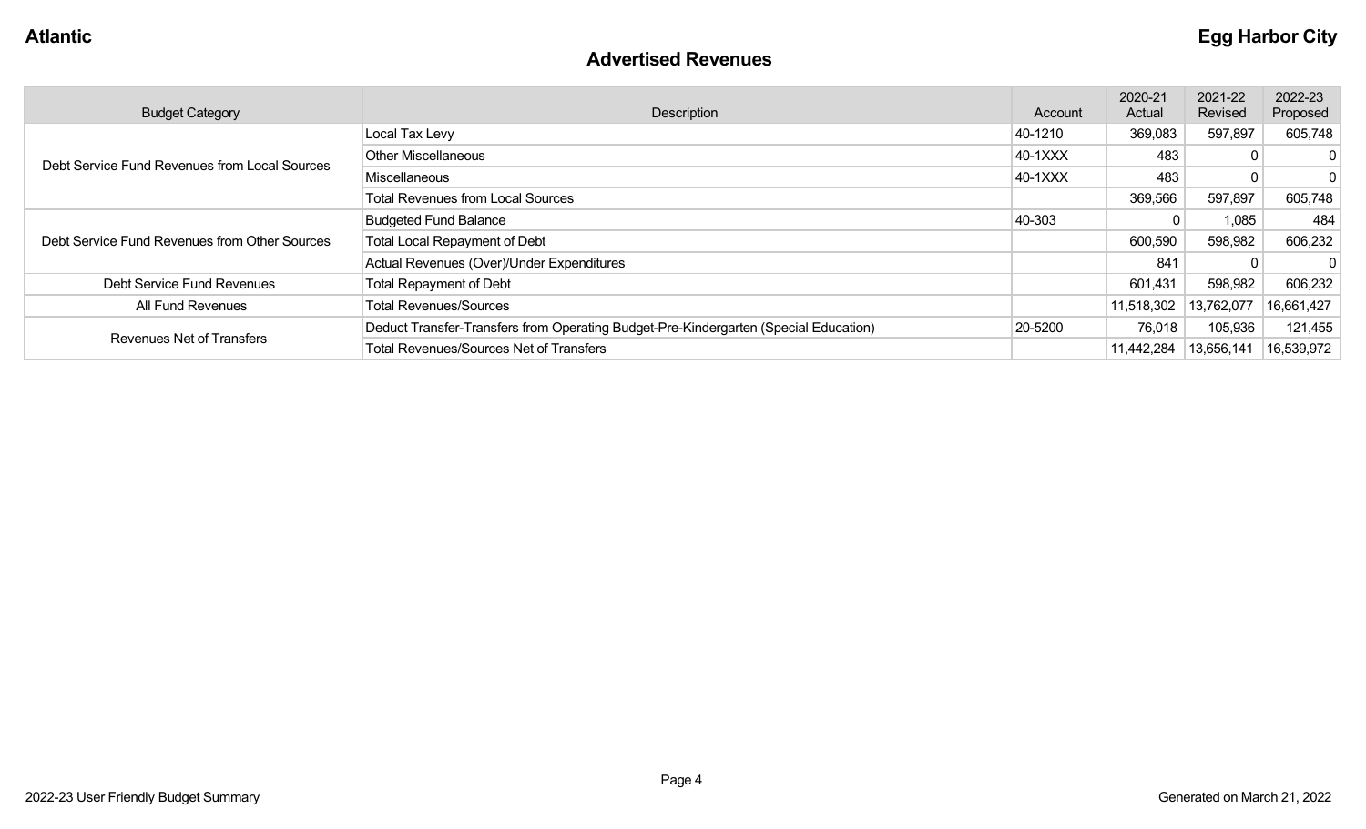Atlantic

Egg Harbor City

## Advertised Revenues

| Budget Category | Description | Account | 2020-21 Actual | 2021-22 Revised | 2022-23 Proposed |
|---|---|---|---|---|---|
| Debt Service Fund Revenues from Local Sources | Local Tax Levy | 40-1210 | 369,083 | 597,897 | 605,748 |
| | Other Miscellaneous | 40-1XXX | 483 | 0 | 0 |
| | Miscellaneous | 40-1XXX | 483 | 0 | 0 |
| | Total Revenues from Local Sources | | 369,566 | 597,897 | 605,748 |
| Debt Service Fund Revenues from Other Sources | Budgeted Fund Balance | 40-303 | 0 | 1,085 | 484 |
| | Total Local Repayment of Debt | | 600,590 | 598,982 | 606,232 |
| | Actual Revenues (Over)/Under Expenditures | | 841 | 0 | 0 |
| Debt Service Fund Revenues | Total Repayment of Debt | | 601,431 | 598,982 | 606,232 |
| All Fund Revenues | Total Revenues/Sources | | 11,518,302 | 13,762,077 | 16,661,427 |
| Revenues Net of Transfers | Deduct Transfer-Transfers from Operating Budget-Pre-Kindergarten (Special Education) | 20-5200 | 76,018 | 105,936 | 121,455 |
| | Total Revenues/Sources Net of Transfers | | 11,442,284 | 13,656,141 | 16,539,972 |

2022-23 User Friendly Budget Summary

Generated on March 21, 2022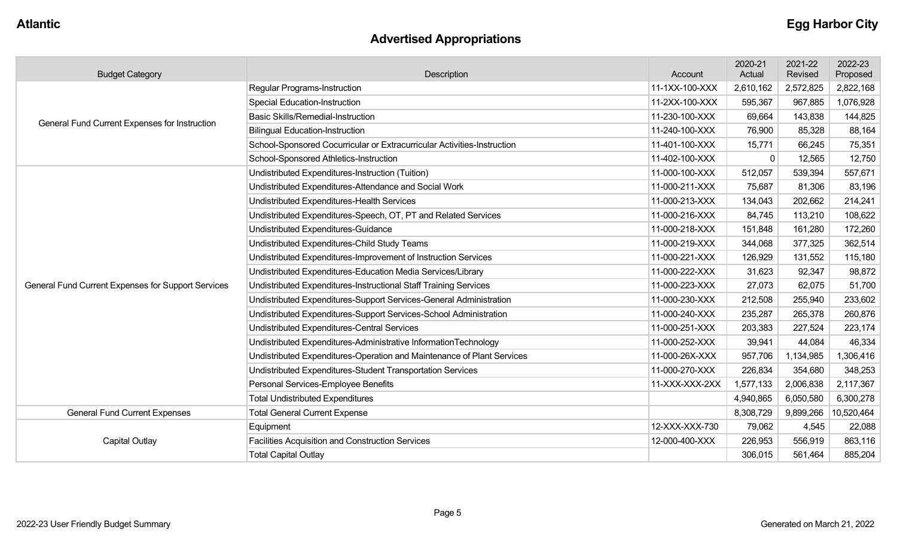# Advertised Appropriations

| Budget Category | Description | Account | 2020-21 Actual | 2021-22 Revised | 2022-23 Proposed |
|---|---|---|---|---|---|
| General Fund Current Expenses for Instruction | Regular Programs-Instruction | 11-1XX-100-XXX | 2,610,162 | 2,572,825 | 2,822,168 |
| | Special Education-Instruction | 11-2XX-100-XXX | 595,367 | 967,885 | 1,076,928 |
| | Basic Skills/Remedial-Instruction | 11-230-100-XXX | 69,664 | 143,838 | 144,825 |
| | Bilingual Education-Instruction | 11-240-100-XXX | 76,900 | 85,328 | 88,164 |
| | School-Sponsored Cocurricular or Extracurricular Activities-Instruction | 11-401-100-XXX | 15,771 | 66,245 | 75,351 |
| | School-Sponsored Athletics-Instruction | 11-402-100-XXX | 0 | 12,565 | 12,750 |
| General Fund Current Expenses for Support Services | Undistributed Expenditures-Instruction (Tuition) | 11-000-100-XXX | 512,057 | 539,394 | 557,671 |
| | Undistributed Expenditures-Attendance and Social Work | 11-000-211-XXX | 75,687 | 81,306 | 83,196 |
| | Undistributed Expenditures-Health Services | 11-000-213-XXX | 134,043 | 202,662 | 214,241 |
| | Undistributed Expenditures-Speech, OT, PT and Related Services | 11-000-216-XXX | 84,745 | 113,210 | 108,622 |
| | Undistributed Expenditures-Guidance | 11-000-218-XXX | 151,848 | 161,280 | 172,260 |
| | Undistributed Expenditures-Child Study Teams | 11-000-219-XXX | 344,068 | 377,325 | 362,514 |
| | Undistributed Expenditures-Improvement of Instruction Services | 11-000-221-XXX | 126,929 | 131,552 | 115,180 |
| | Undistributed Expenditures-Education Media Services/Library | 11-000-222-XXX | 31,623 | 92,347 | 98,872 |
| | Undistributed Expenditures-Instructional Staff Training Services | 11-000-223-XXX | 27,073 | 62,075 | 51,700 |
| | Undistributed Expenditures-Support Services-General Administration | 11-000-230-XXX | 212,508 | 255,940 | 233,602 |
| | Undistributed Expenditures-Support Services-School Administration | 11-000-240-XXX | 235,287 | 265,378 | 260,876 |
| | Undistributed Expenditures-Central Services | 11-000-251-XXX | 203,383 | 227,524 | 223,174 |
| | Undistributed Expenditures-Administrative InformationTechnology | 11-000-252-XXX | 39,941 | 44,084 | 46,334 |
| | Undistributed Expenditures-Operation and Maintenance of Plant Services | 11-000-26X-XXX | 957,706 | 1,134,985 | 1,306,416 |
| | Undistributed Expenditures-Student Transportation Services | 11-000-270-XXX | 226,834 | 354,680 | 348,253 |
| | Personal Services-Employee Benefits | 11-XXX-XXX-2XX | 1,577,133 | 2,006,838 | 2,117,367 |
| | Total Undistributed Expenditures | | 4,940,865 | 6,050,580 | 6,300,278 |
| General Fund Current Expenses | Total General Current Expense | | 8,308,729 | 9,899,266 | 10,520,464 |
| Capital Outlay | Equipment | 12-XXX-XXX-730 | 79,062 | 4,545 | 22,088 |
| | Facilities Acquisition and Construction Services | 12-000-400-XXX | 226,953 | 556,919 | 863,116 |
| | Total Capital Outlay | | 306,015 | 561,464 | 885,204 |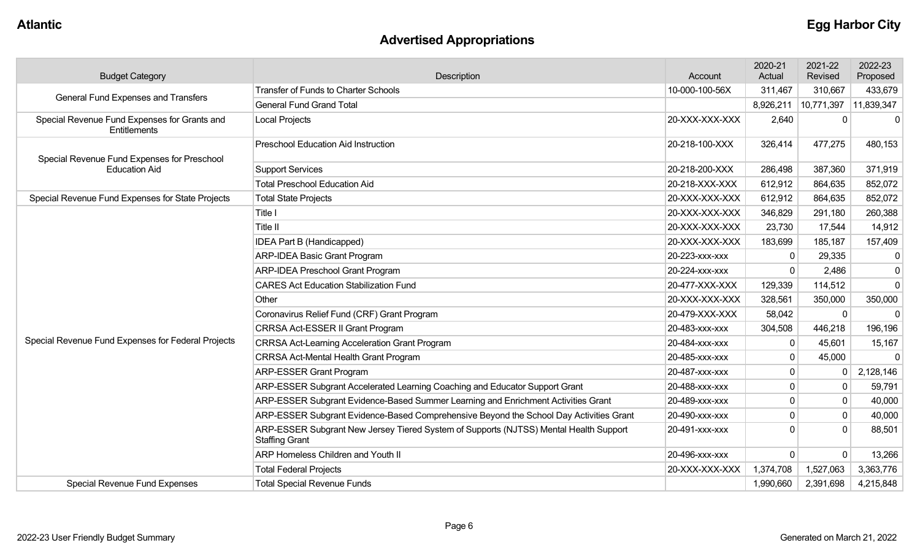**Atlantic** | **Egg Harbor City**

# Advertised Appropriations

| Budget Category | Description | Account | 2020-21 Actual | 2021-22 Revised | 2022-23 Proposed |
|---|---|---|---|---|---|
| General Fund Expenses and Transfers | Transfer of Funds to Charter Schools | 10-000-100-56X | 311,467 | 310,667 | 433,679 |
| | General Fund Grand Total | | 8,926,211 | 10,771,397 | 11,839,347 |
| Special Revenue Fund Expenses for Grants and Entitlements | Local Projects | 20-XXX-XXX-XXX | 2,640 | 0 | 0 |
| Special Revenue Fund Expenses for Preschool Education Aid | Preschool Education Aid Instruction | 20-218-100-XXX | 326,414 | 477,275 | 480,153 |
| | Support Services | 20-218-200-XXX | 286,498 | 387,360 | 371,919 |
| | Total Preschool Education Aid | 20-218-XXX-XXX | 612,912 | 864,635 | 852,072 |
| Special Revenue Fund Expenses for State Projects | Total State Projects | 20-XXX-XXX-XXX | 612,912 | 864,635 | 852,072 |
| Special Revenue Fund Expenses for Federal Projects | Title I | 20-XXX-XXX-XXX | 346,829 | 291,180 | 260,388 |
| | Title II | 20-XXX-XXX-XXX | 23,730 | 17,544 | 14,912 |
| | IDEA Part B (Handicapped) | 20-XXX-XXX-XXX | 183,699 | 185,187 | 157,409 |
| | ARP-IDEA Basic Grant Program | 20-223-xxx-xxx | 0 | 29,335 | 0 |
| | ARP-IDEA Preschool Grant Program | 20-224-xxx-xxx | 0 | 2,486 | 0 |
| | CARES Act Education Stabilization Fund | 20-477-XXX-XXX | 129,339 | 114,512 | 0 |
| | Other | 20-XXX-XXX-XXX | 328,561 | 350,000 | 350,000 |
| | Coronavirus Relief Fund (CRF) Grant Program | 20-479-XXX-XXX | 58,042 | 0 | 0 |
| | CRRSA Act-ESSER II Grant Program | 20-483-xxx-xxx | 304,508 | 446,218 | 196,196 |
| | CRRSA Act-Learning Acceleration Grant Program | 20-484-xxx-xxx | 0 | 45,601 | 15,167 |
| | CRRSA Act-Mental Health Grant Program | 20-485-xxx-xxx | 0 | 45,000 | 0 |
| | ARP-ESSER Grant Program | 20-487-xxx-xxx | 0 | 0 | 2,128,146 |
| | ARP-ESSER Subgrant Accelerated Learning Coaching and Educator Support Grant | 20-488-xxx-xxx | 0 | 0 | 59,791 |
| | ARP-ESSER Subgrant Evidence-Based Summer Learning and Enrichment Activities Grant | 20-489-xxx-xxx | 0 | 0 | 40,000 |
| | ARP-ESSER Subgrant Evidence-Based Comprehensive Beyond the School Day Activities Grant | 20-490-xxx-xxx | 0 | 0 | 40,000 |
| | ARP-ESSER Subgrant New Jersey Tiered System of Supports (NJTSS) Mental Health Support Staffing Grant | 20-491-xxx-xxx | 0 | 0 | 88,501 |
| | ARP Homeless Children and Youth II | 20-496-xxx-xxx | 0 | 0 | 13,266 |
| | Total Federal Projects | 20-XXX-XXX-XXX | 1,374,708 | 1,527,063 | 3,363,776 |
| Special Revenue Fund Expenses | Total Special Revenue Funds | | 1,990,660 | 2,391,698 | 4,215,848 |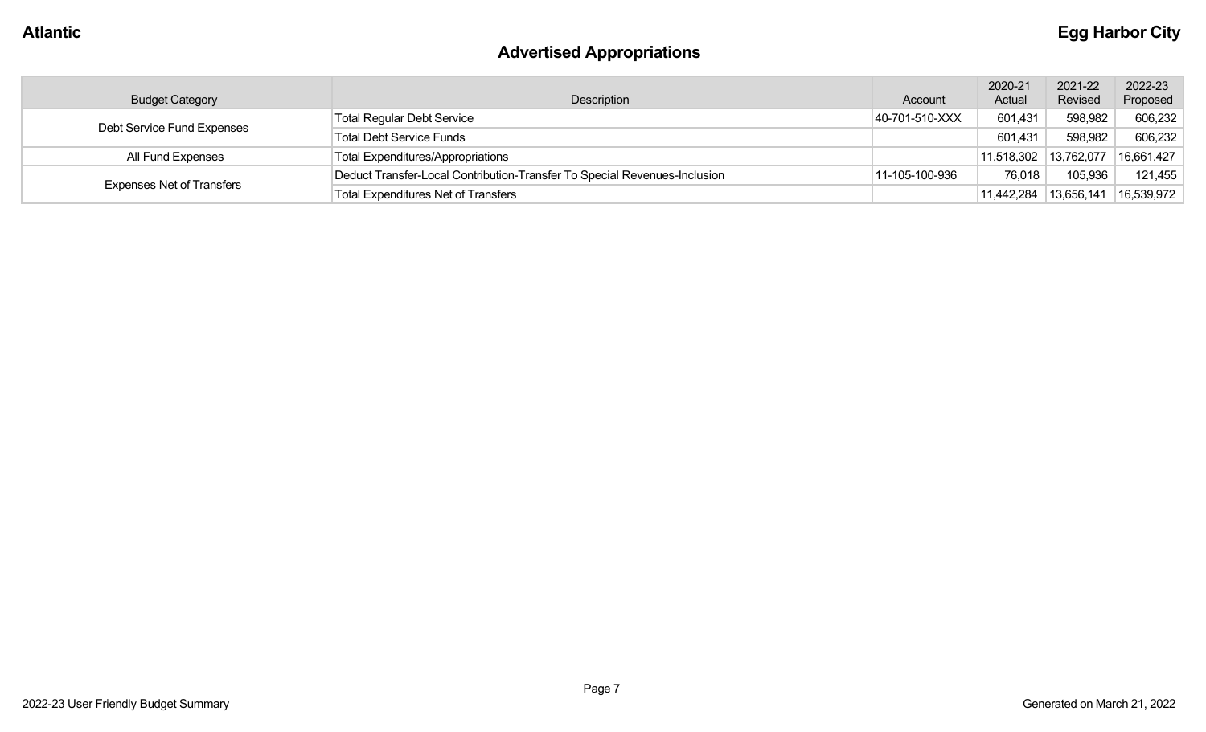# Advertised Appropriations

| Budget Category | Description | Account | 2020-21 Actual | 2021-22 Revised | 2022-23 Proposed |
|---|---|---|---|---|---|
| Debt Service Fund Expenses | Total Regular Debt Service | 40-701-510-XXX | 601,431 | 598,982 | 606,232 |
| | Total Debt Service Funds | | 601,431 | 598,982 | 606,232 |
| All Fund Expenses | Total Expenditures/Appropriations | | 11,518,302 | 13,762,077 | 16,661,427 |
| Expenses Net of Transfers | Deduct Transfer-Local Contribution-Transfer To Special Revenues-Inclusion | 11-105-100-936 | 76,018 | 105,936 | 121,455 |
| | Total Expenditures Net of Transfers | | 11,442,284 | 13,656,141 | 16,539,972 |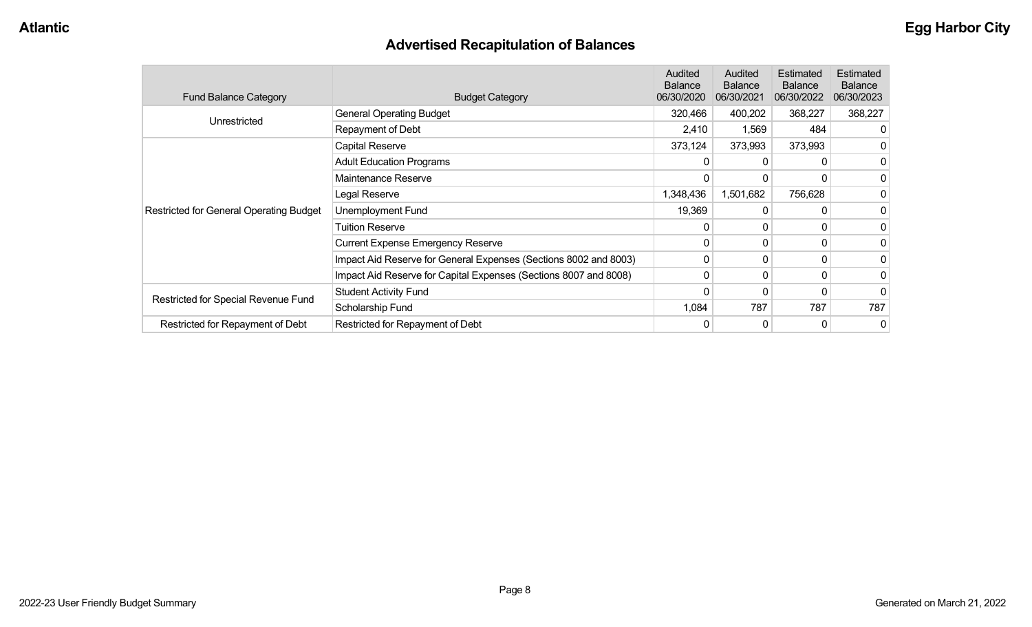# Advertised Recapitulation of Balances

| Fund Balance Category | Budget Category | Audited Balance 06/30/2020 | Audited Balance 06/30/2021 | Estimated Balance 06/30/2022 | Estimated Balance 06/30/2023 |
|---|---|---|---|---|---|
| Unrestricted | General Operating Budget | 320,466 | 400,202 | 368,227 | 368,227 |
| | Repayment of Debt | 2,410 | 1,569 | 484 | 0 |
| Restricted for General Operating Budget | Capital Reserve | 373,124 | 373,993 | 373,993 | 0 |
| | Adult Education Programs | 0 | 0 | 0 | 0 |
| | Maintenance Reserve | 0 | 0 | 0 | 0 |
| | Legal Reserve | 1,348,436 | 1,501,682 | 756,628 | 0 |
| | Unemployment Fund | 19,369 | 0 | 0 | 0 |
| | Tuition Reserve | 0 | 0 | 0 | 0 |
| | Current Expense Emergency Reserve | 0 | 0 | 0 | 0 |
| | Impact Aid Reserve for General Expenses (Sections 8002 and 8003) | 0 | 0 | 0 | 0 |
| | Impact Aid Reserve for Capital Expenses (Sections 8007 and 8008) | 0 | 0 | 0 | 0 |
| Restricted for Special Revenue Fund | Student Activity Fund | 0 | 0 | 0 | 0 |
| | Scholarship Fund | 1,084 | 787 | 787 | 787 |
| Restricted for Repayment of Debt | Restricted for Repayment of Debt | 0 | 0 | 0 | 0 |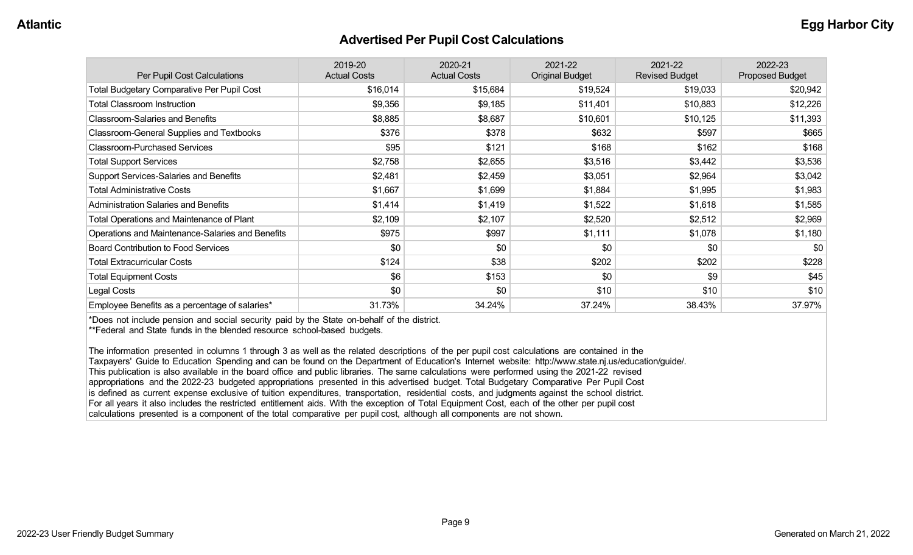# Advertised Per Pupil Cost Calculations

| Per Pupil Cost Calculations | 2019-20 Actual Costs | 2020-21 Actual Costs | 2021-22 Original Budget | 2021-22 Revised Budget | 2022-23 Proposed Budget |
|---|---|---|---|---|---|
| Total Budgetary Comparative Per Pupil Cost | $16,014 | $15,684 | $19,524 | $19,033 | $20,942 |
| Total Classroom Instruction | $9,356 | $9,185 | $11,401 | $10,883 | $12,226 |
| Classroom-Salaries and Benefits | $8,885 | $8,687 | $10,601 | $10,125 | $11,393 |
| Classroom-General Supplies and Textbooks | $376 | $378 | $632 | $597 | $665 |
| Classroom-Purchased Services | $95 | $121 | $168 | $162 | $168 |
| Total Support Services | $2,758 | $2,655 | $3,516 | $3,442 | $3,536 |
| Support Services-Salaries and Benefits | $2,481 | $2,459 | $3,051 | $2,964 | $3,042 |
| Total Administrative Costs | $1,667 | $1,699 | $1,884 | $1,995 | $1,983 |
| Administration Salaries and Benefits | $1,414 | $1,419 | $1,522 | $1,618 | $1,585 |
| Total Operations and Maintenance of Plant | $2,109 | $2,107 | $2,520 | $2,512 | $2,969 |
| Operations and Maintenance-Salaries and Benefits | $975 | $997 | $1,111 | $1,078 | $1,180 |
| Board Contribution to Food Services | $0 | $0 | $0 | $0 | $0 |
| Total Extracurricular Costs | $124 | $38 | $202 | $202 | $228 |
| Total Equipment Costs | $6 | $153 | $0 | $9 | $45 |
| Legal Costs | $0 | $0 | $10 | $10 | $10 |
| Employee Benefits as a percentage of salaries* | 31.73% | 34.24% | 37.24% | 38.43% | 37.97% |

*Does not include pension and social security paid by the State on-behalf of the district.
**Federal and State funds in the blended resource school-based budgets.

The information presented in columns 1 through 3 as well as the related descriptions of the per pupil cost calculations are contained in the Taxpayers' Guide to Education Spending and can be found on the Department of Education's Internet website: http://www.state.nj.us/education/guide/. This publication is also available in the board office and public libraries. The same calculations were performed using the 2021-22 revised appropriations and the 2022-23 budgeted appropriations presented in this advertised budget. Total Budgetary Comparative Per Pupil Cost is defined as current expense exclusive of tuition expenditures, transportation, residential costs, and judgments against the school district. For all years it also includes the restricted entitlement aids. With the exception of Total Equipment Cost, each of the other per pupil cost calculations presented is a component of the total comparative per pupil cost, although all components are not shown.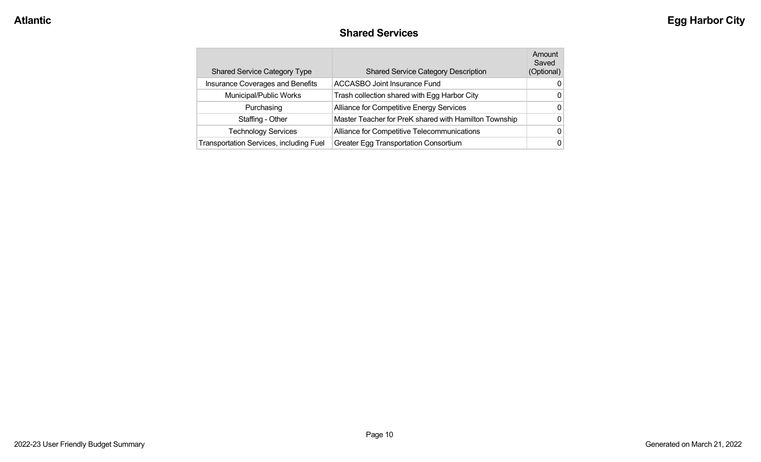## Shared Services

| Shared Service Category Type | Shared Service Category Description | Amount Saved (Optional) |
|---|---|---|
| Insurance Coverages and Benefits | ACCASBO Joint Insurance Fund | 0 |
| Municipal/Public Works | Trash collection shared with Egg Harbor City | 0 |
| Purchasing | Alliance for Competitive Energy Services | 0 |
| Staffing - Other | Master Teacher for PreK shared with Hamilton Township | 0 |
| Technology Services | Alliance for Competitive Telecommunications | 0 |
| Transportation Services, including Fuel | Greater Egg Transportation Consortium | 0 |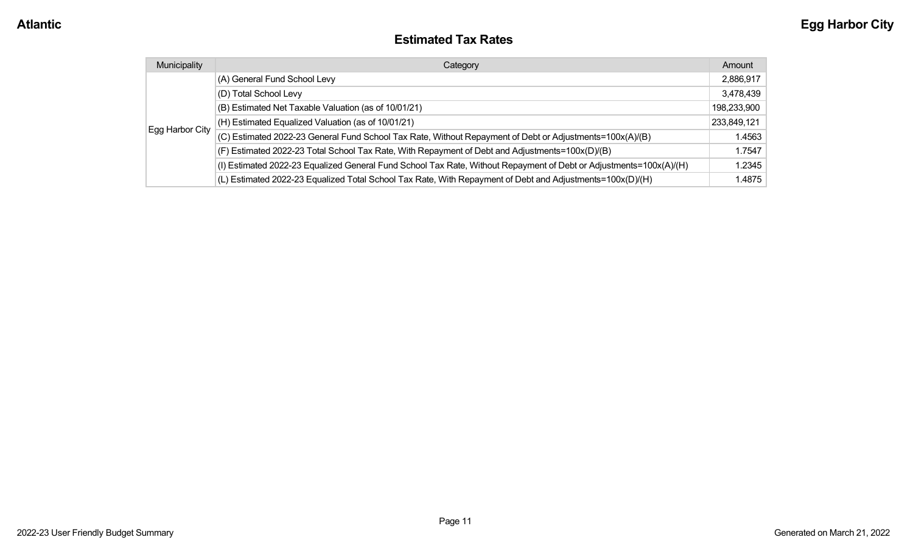# Estimated Tax Rates

| Municipality | Category | Amount |
|---|---|---|
| Egg Harbor City | (A) General Fund School Levy | 2,886,917 |
| | (D) Total School Levy | 3,478,439 |
| | (B) Estimated Net Taxable Valuation (as of 10/01/21) | 198,233,900 |
| | (H) Estimated Equalized Valuation (as of 10/01/21) | 233,849,121 |
| | (C) Estimated 2022-23 General Fund School Tax Rate, Without Repayment of Debt or Adjustments=100x(A)/(B) | 1.4563 |
| | (F) Estimated 2022-23 Total School Tax Rate, With Repayment of Debt and Adjustments=100x(D)/(B) | 1.7547 |
| | (I) Estimated 2022-23 Equalized General Fund School Tax Rate, Without Repayment of Debt or Adjustments=100x(A)/(H) | 1.2345 |
| | (L) Estimated 2022-23 Equalized Total School Tax Rate, With Repayment of Debt and Adjustments=100x(D)/(H) | 1.4875 |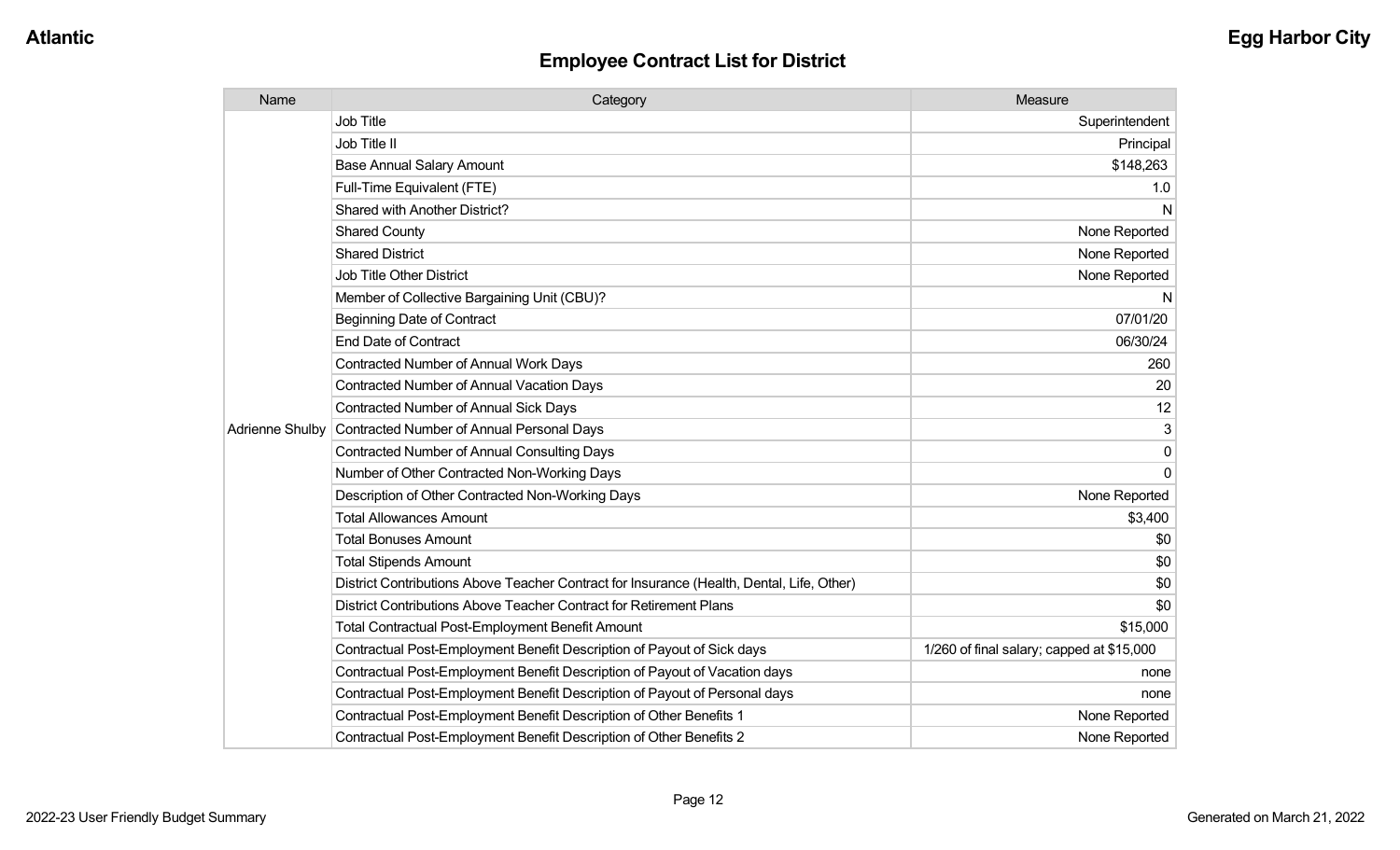## Employee Contract List for District

| Name | Category | Measure |
|---|---|---|
| Adrienne Shulby | Job Title | Superintendent |
| | Job Title II | Principal |
| | Base Annual Salary Amount | $148,263 |
| | Full-Time Equivalent (FTE) | 1.0 |
| | Shared with Another District? | N |
| | Shared County | None Reported |
| | Shared District | None Reported |
| | Job Title Other District | None Reported |
| | Member of Collective Bargaining Unit (CBU)? | N |
| | Beginning Date of Contract | 07/01/20 |
| | End Date of Contract | 06/30/24 |
| | Contracted Number of Annual Work Days | 260 |
| | Contracted Number of Annual Vacation Days | 20 |
| | Contracted Number of Annual Sick Days | 12 |
| | Contracted Number of Annual Personal Days | 3 |
| | Contracted Number of Annual Consulting Days | 0 |
| | Number of Other Contracted Non-Working Days | 0 |
| | Description of Other Contracted Non-Working Days | None Reported |
| | Total Allowances Amount | $3,400 |
| | Total Bonuses Amount | $0 |
| | Total Stipends Amount | $0 |
| | District Contributions Above Teacher Contract for Insurance (Health, Dental, Life, Other) | $0 |
| | District Contributions Above Teacher Contract for Retirement Plans | $0 |
| | Total Contractual Post-Employment Benefit Amount | $15,000 |
| | Contractual Post-Employment Benefit Description of Payout of Sick days | 1/260 of final salary; capped at $15,000 |
| | Contractual Post-Employment Benefit Description of Payout of Vacation days | none |
| | Contractual Post-Employment Benefit Description of Payout of Personal days | none |
| | Contractual Post-Employment Benefit Description of Other Benefits 1 | None Reported |
| | Contractual Post-Employment Benefit Description of Other Benefits 2 | None Reported |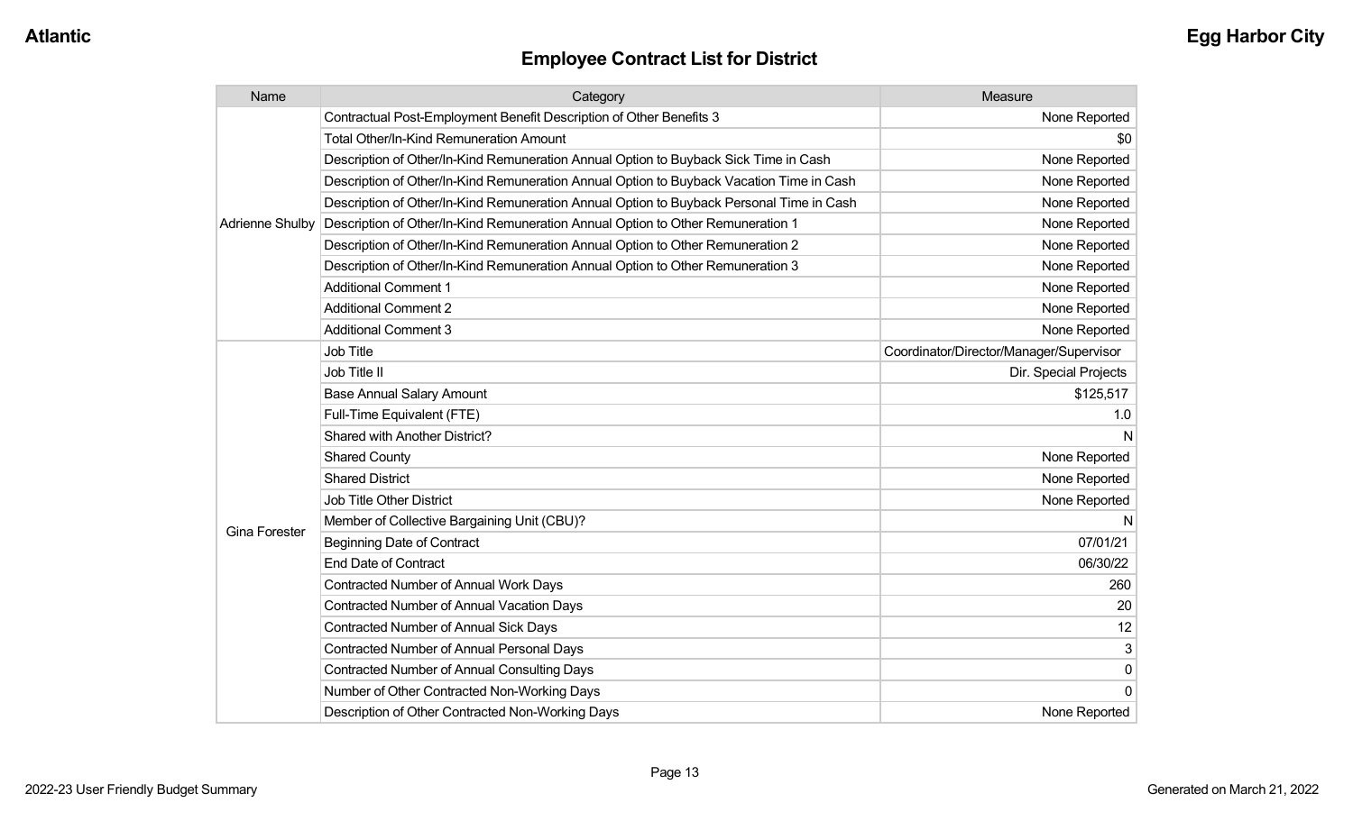## Employee Contract List for District

| Name | Category | Measure |
|---|---|---|
| Adrienne Shulby | Contractual Post-Employment Benefit Description of Other Benefits 3 | None Reported |
| | Total Other/In-Kind Remuneration Amount | $0 |
| | Description of Other/In-Kind Remuneration Annual Option to Buyback Sick Time in Cash | None Reported |
| | Description of Other/In-Kind Remuneration Annual Option to Buyback Vacation Time in Cash | None Reported |
| | Description of Other/In-Kind Remuneration Annual Option to Buyback Personal Time in Cash | None Reported |
| | Description of Other/In-Kind Remuneration Annual Option to Other Remuneration 1 | None Reported |
| | Description of Other/In-Kind Remuneration Annual Option to Other Remuneration 2 | None Reported |
| | Description of Other/In-Kind Remuneration Annual Option to Other Remuneration 3 | None Reported |
| | Additional Comment 1 | None Reported |
| | Additional Comment 2 | None Reported |
| | Additional Comment 3 | None Reported |
| Gina Forester | Job Title | Coordinator/Director/Manager/Supervisor |
| | Job Title II | Dir. Special Projects |
| | Base Annual Salary Amount | $125,517 |
| | Full-Time Equivalent (FTE) | 1.0 |
| | Shared with Another District? | N |
| | Shared County | None Reported |
| | Shared District | None Reported |
| | Job Title Other District | None Reported |
| | Member of Collective Bargaining Unit (CBU)? | N |
| | Beginning Date of Contract | 07/01/21 |
| | End Date of Contract | 06/30/22 |
| | Contracted Number of Annual Work Days | 260 |
| | Contracted Number of Annual Vacation Days | 20 |
| | Contracted Number of Annual Sick Days | 12 |
| | Contracted Number of Annual Personal Days | 3 |
| | Contracted Number of Annual Consulting Days | 0 |
| | Number of Other Contracted Non-Working Days | 0 |
| | Description of Other Contracted Non-Working Days | None Reported |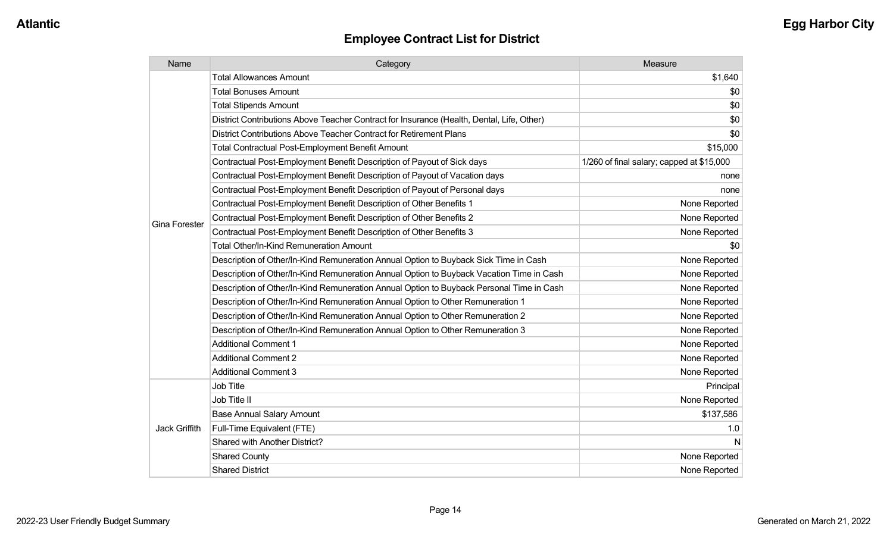## Employee Contract List for District

| Name | Category | Measure |
|---|---|---|
| Gina Forester | Total Allowances Amount | $1,640 |
| | Total Bonuses Amount | $0 |
| | Total Stipends Amount | $0 |
| | District Contributions Above Teacher Contract for Insurance (Health, Dental, Life, Other) | $0 |
| | District Contributions Above Teacher Contract for Retirement Plans | $0 |
| | Total Contractual Post-Employment Benefit Amount | $15,000 |
| | Contractual Post-Employment Benefit Description of Payout of Sick days | 1/260 of final salary; capped at $15,000 |
| | Contractual Post-Employment Benefit Description of Payout of Vacation days | none |
| | Contractual Post-Employment Benefit Description of Payout of Personal days | none |
| | Contractual Post-Employment Benefit Description of Other Benefits 1 | None Reported |
| | Contractual Post-Employment Benefit Description of Other Benefits 2 | None Reported |
| | Contractual Post-Employment Benefit Description of Other Benefits 3 | None Reported |
| | Total Other/In-Kind Remuneration Amount | $0 |
| | Description of Other/In-Kind Remuneration Annual Option to Buyback Sick Time in Cash | None Reported |
| | Description of Other/In-Kind Remuneration Annual Option to Buyback Vacation Time in Cash | None Reported |
| | Description of Other/In-Kind Remuneration Annual Option to Buyback Personal Time in Cash | None Reported |
| | Description of Other/In-Kind Remuneration Annual Option to Other Remuneration 1 | None Reported |
| | Description of Other/In-Kind Remuneration Annual Option to Other Remuneration 2 | None Reported |
| | Description of Other/In-Kind Remuneration Annual Option to Other Remuneration 3 | None Reported |
| | Additional Comment 1 | None Reported |
| | Additional Comment 2 | None Reported |
| | Additional Comment 3 | None Reported |
| Jack Griffith | Job Title | Principal |
| | Job Title II | None Reported |
| | Base Annual Salary Amount | $137,586 |
| | Full-Time Equivalent (FTE) | 1.0 |
| | Shared with Another District? | N |
| | Shared County | None Reported |
| | Shared District | None Reported |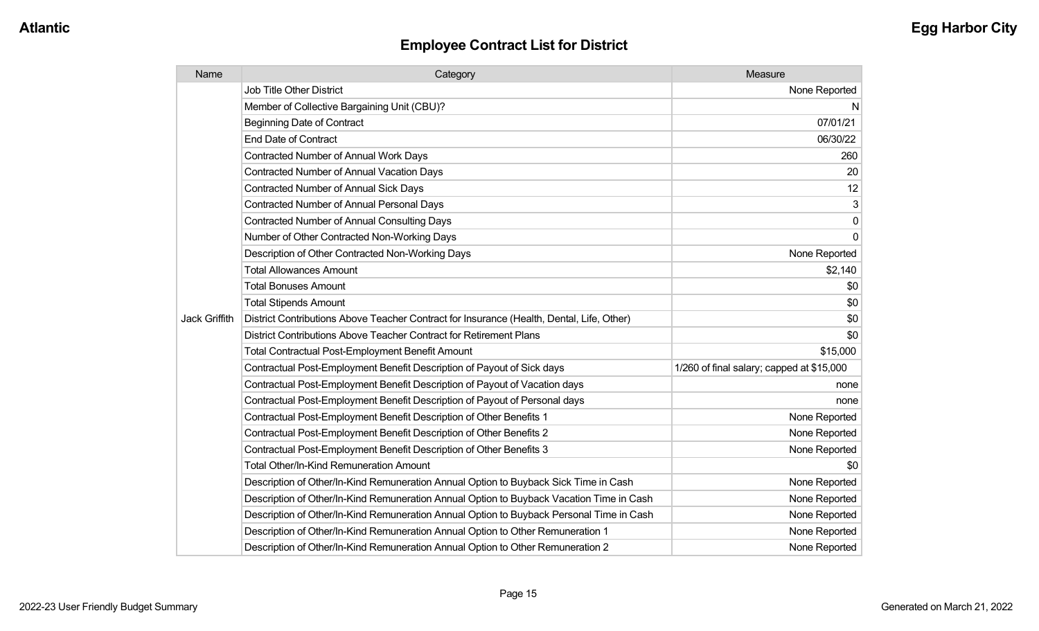# Employee Contract List for District

Atlantic | Egg Harbor City

| Name | Category | Measure |
|---|---|---|
| Jack Griffith | Job Title Other District | None Reported |
| | Member of Collective Bargaining Unit (CBU)? | N |
| | Beginning Date of Contract | 07/01/21 |
| | End Date of Contract | 06/30/22 |
| | Contracted Number of Annual Work Days | 260 |
| | Contracted Number of Annual Vacation Days | 20 |
| | Contracted Number of Annual Sick Days | 12 |
| | Contracted Number of Annual Personal Days | 3 |
| | Contracted Number of Annual Consulting Days | 0 |
| | Number of Other Contracted Non-Working Days | 0 |
| | Description of Other Contracted Non-Working Days | None Reported |
| | Total Allowances Amount | $2,140 |
| | Total Bonuses Amount | $0 |
| | Total Stipends Amount | $0 |
| | District Contributions Above Teacher Contract for Insurance (Health, Dental, Life, Other) | $0 |
| | District Contributions Above Teacher Contract for Retirement Plans | $0 |
| | Total Contractual Post-Employment Benefit Amount | $15,000 |
| | Contractual Post-Employment Benefit Description of Payout of Sick days | 1/260 of final salary; capped at $15,000 |
| | Contractual Post-Employment Benefit Description of Payout of Vacation days | none |
| | Contractual Post-Employment Benefit Description of Payout of Personal days | none |
| | Contractual Post-Employment Benefit Description of Other Benefits 1 | None Reported |
| | Contractual Post-Employment Benefit Description of Other Benefits 2 | None Reported |
| | Contractual Post-Employment Benefit Description of Other Benefits 3 | None Reported |
| | Total Other/In-Kind Remuneration Amount | $0 |
| | Description of Other/In-Kind Remuneration Annual Option to Buyback Sick Time in Cash | None Reported |
| | Description of Other/In-Kind Remuneration Annual Option to Buyback Vacation Time in Cash | None Reported |
| | Description of Other/In-Kind Remuneration Annual Option to Buyback Personal Time in Cash | None Reported |
| | Description of Other/In-Kind Remuneration Annual Option to Other Remuneration 1 | None Reported |
| | Description of Other/In-Kind Remuneration Annual Option to Other Remuneration 2 | None Reported |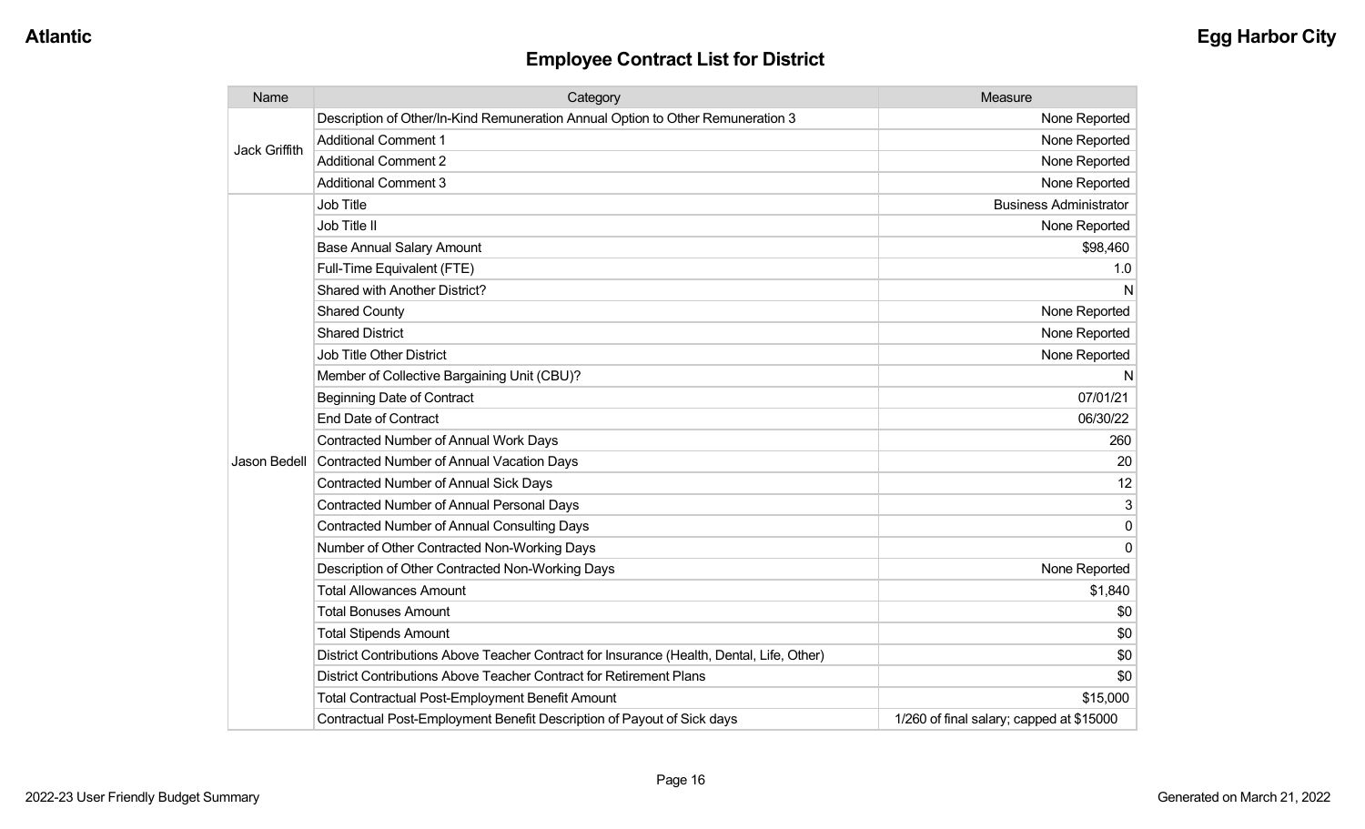## Employee Contract List for District

| Name | Category | Measure |
|---|---|---|
| Jack Griffith | Description of Other/In-Kind Remuneration Annual Option to Other Remuneration 3 | None Reported |
| | Additional Comment 1 | None Reported |
| | Additional Comment 2 | None Reported |
| | Additional Comment 3 | None Reported |
| Jason Bedell | Job Title | Business Administrator |
| | Job Title II | None Reported |
| | Base Annual Salary Amount | $98,460 |
| | Full-Time Equivalent (FTE) | 1.0 |
| | Shared with Another District? | N |
| | Shared County | None Reported |
| | Shared District | None Reported |
| | Job Title Other District | None Reported |
| | Member of Collective Bargaining Unit (CBU)? | N |
| | Beginning Date of Contract | 07/01/21 |
| | End Date of Contract | 06/30/22 |
| | Contracted Number of Annual Work Days | 260 |
| | Contracted Number of Annual Vacation Days | 20 |
| | Contracted Number of Annual Sick Days | 12 |
| | Contracted Number of Annual Personal Days | 3 |
| | Contracted Number of Annual Consulting Days | 0 |
| | Number of Other Contracted Non-Working Days | 0 |
| | Description of Other Contracted Non-Working Days | None Reported |
| | Total Allowances Amount | $1,840 |
| | Total Bonuses Amount | $0 |
| | Total Stipends Amount | $0 |
| | District Contributions Above Teacher Contract for Insurance (Health, Dental, Life, Other) | $0 |
| | District Contributions Above Teacher Contract for Retirement Plans | $0 |
| | Total Contractual Post-Employment Benefit Amount | $15,000 |
| | Contractual Post-Employment Benefit Description of Payout of Sick days | 1/260 of final salary; capped at $15000 |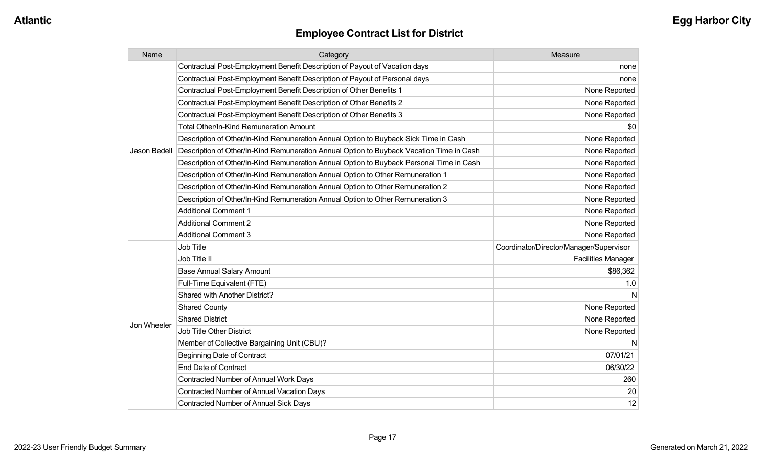# Employee Contract List for District

| Name | Category | Measure |
|---|---|---|
| Jason Bedell | Contractual Post-Employment Benefit Description of Payout of Vacation days | none |
| | Contractual Post-Employment Benefit Description of Payout of Personal days | none |
| | Contractual Post-Employment Benefit Description of Other Benefits 1 | None Reported |
| | Contractual Post-Employment Benefit Description of Other Benefits 2 | None Reported |
| | Contractual Post-Employment Benefit Description of Other Benefits 3 | None Reported |
| | Total Other/In-Kind Remuneration Amount | $0 |
| | Description of Other/In-Kind Remuneration Annual Option to Buyback Sick Time in Cash | None Reported |
| | Description of Other/In-Kind Remuneration Annual Option to Buyback Vacation Time in Cash | None Reported |
| | Description of Other/In-Kind Remuneration Annual Option to Buyback Personal Time in Cash | None Reported |
| | Description of Other/In-Kind Remuneration Annual Option to Other Remuneration 1 | None Reported |
| | Description of Other/In-Kind Remuneration Annual Option to Other Remuneration 2 | None Reported |
| | Description of Other/In-Kind Remuneration Annual Option to Other Remuneration 3 | None Reported |
| | Additional Comment 1 | None Reported |
| | Additional Comment 2 | None Reported |
| | Additional Comment 3 | None Reported |
| Jon Wheeler | Job Title | Coordinator/Director/Manager/Supervisor |
| | Job Title II | Facilities Manager |
| | Base Annual Salary Amount | $86,362 |
| | Full-Time Equivalent (FTE) | 1.0 |
| | Shared with Another District? | N |
| | Shared County | None Reported |
| | Shared District | None Reported |
| | Job Title Other District | None Reported |
| | Member of Collective Bargaining Unit (CBU)? | N |
| | Beginning Date of Contract | 07/01/21 |
| | End Date of Contract | 06/30/22 |
| | Contracted Number of Annual Work Days | 260 |
| | Contracted Number of Annual Vacation Days | 20 |
| | Contracted Number of Annual Sick Days | 12 |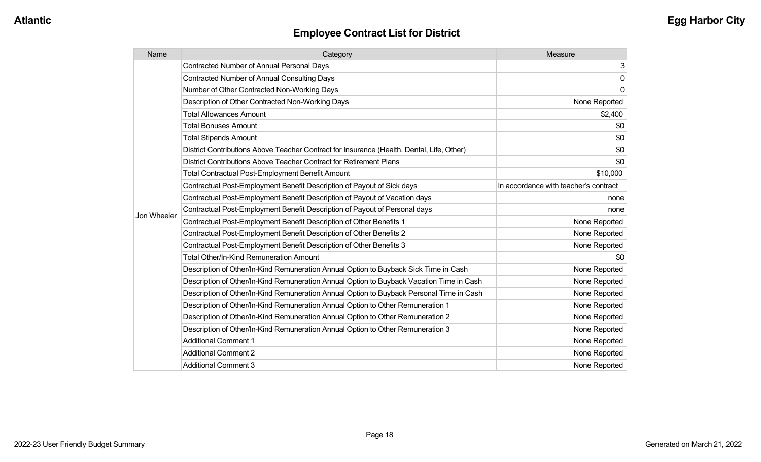## Employee Contract List for District

| Name | Category | Measure |
| --- | --- | --- |
| Jon Wheeler | Contracted Number of Annual Personal Days | 3 |
| | Contracted Number of Annual Consulting Days | 0 |
| | Number of Other Contracted Non-Working Days | 0 |
| | Description of Other Contracted Non-Working Days | None Reported |
| | Total Allowances Amount | $2,400 |
| | Total Bonuses Amount | $0 |
| | Total Stipends Amount | $0 |
| | District Contributions Above Teacher Contract for Insurance (Health, Dental, Life, Other) | $0 |
| | District Contributions Above Teacher Contract for Retirement Plans | $0 |
| | Total Contractual Post-Employment Benefit Amount | $10,000 |
| | Contractual Post-Employment Benefit Description of Payout of Sick days | In accordance with teacher's contract |
| | Contractual Post-Employment Benefit Description of Payout of Vacation days | none |
| | Contractual Post-Employment Benefit Description of Payout of Personal days | none |
| | Contractual Post-Employment Benefit Description of Other Benefits 1 | None Reported |
| | Contractual Post-Employment Benefit Description of Other Benefits 2 | None Reported |
| | Contractual Post-Employment Benefit Description of Other Benefits 3 | None Reported |
| | Total Other/In-Kind Remuneration Amount | $0 |
| | Description of Other/In-Kind Remuneration Annual Option to Buyback Sick Time in Cash | None Reported |
| | Description of Other/In-Kind Remuneration Annual Option to Buyback Vacation Time in Cash | None Reported |
| | Description of Other/In-Kind Remuneration Annual Option to Buyback Personal Time in Cash | None Reported |
| | Description of Other/In-Kind Remuneration Annual Option to Other Remuneration 1 | None Reported |
| | Description of Other/In-Kind Remuneration Annual Option to Other Remuneration 2 | None Reported |
| | Description of Other/In-Kind Remuneration Annual Option to Other Remuneration 3 | None Reported |
| | Additional Comment 1 | None Reported |
| | Additional Comment 2 | None Reported |
| | Additional Comment 3 | None Reported |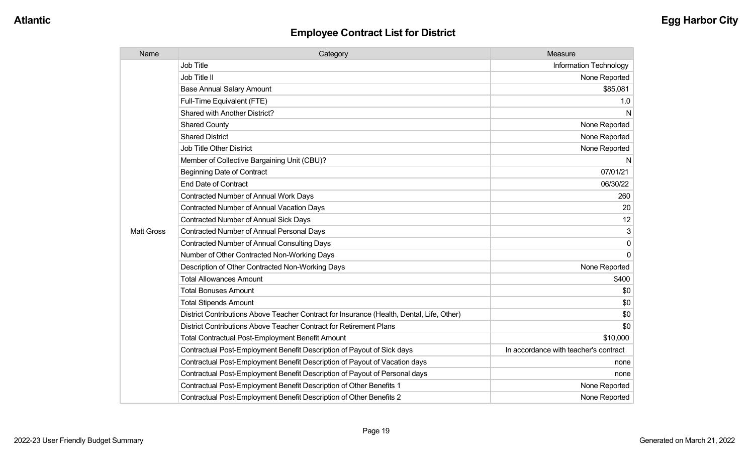## Employee Contract List for District

| Name | Category | Measure |
| --- | --- | --- |
| Matt Gross | Job Title | Information Technology |
| | Job Title II | None Reported |
| | Base Annual Salary Amount | $85,081 |
| | Full-Time Equivalent (FTE) | 1.0 |
| | Shared with Another District? | N |
| | Shared County | None Reported |
| | Shared District | None Reported |
| | Job Title Other District | None Reported |
| | Member of Collective Bargaining Unit (CBU)? | N |
| | Beginning Date of Contract | 07/01/21 |
| | End Date of Contract | 06/30/22 |
| | Contracted Number of Annual Work Days | 260 |
| | Contracted Number of Annual Vacation Days | 20 |
| | Contracted Number of Annual Sick Days | 12 |
| | Contracted Number of Annual Personal Days | 3 |
| | Contracted Number of Annual Consulting Days | 0 |
| | Number of Other Contracted Non-Working Days | 0 |
| | Description of Other Contracted Non-Working Days | None Reported |
| | Total Allowances Amount | $400 |
| | Total Bonuses Amount | $0 |
| | Total Stipends Amount | $0 |
| | District Contributions Above Teacher Contract for Insurance (Health, Dental, Life, Other) | $0 |
| | District Contributions Above Teacher Contract for Retirement Plans | $0 |
| | Total Contractual Post-Employment Benefit Amount | $10,000 |
| | Contractual Post-Employment Benefit Description of Payout of Sick days | In accordance with teacher's contract |
| | Contractual Post-Employment Benefit Description of Payout of Vacation days | none |
| | Contractual Post-Employment Benefit Description of Payout of Personal days | none |
| | Contractual Post-Employment Benefit Description of Other Benefits 1 | None Reported |
| | Contractual Post-Employment Benefit Description of Other Benefits 2 | None Reported |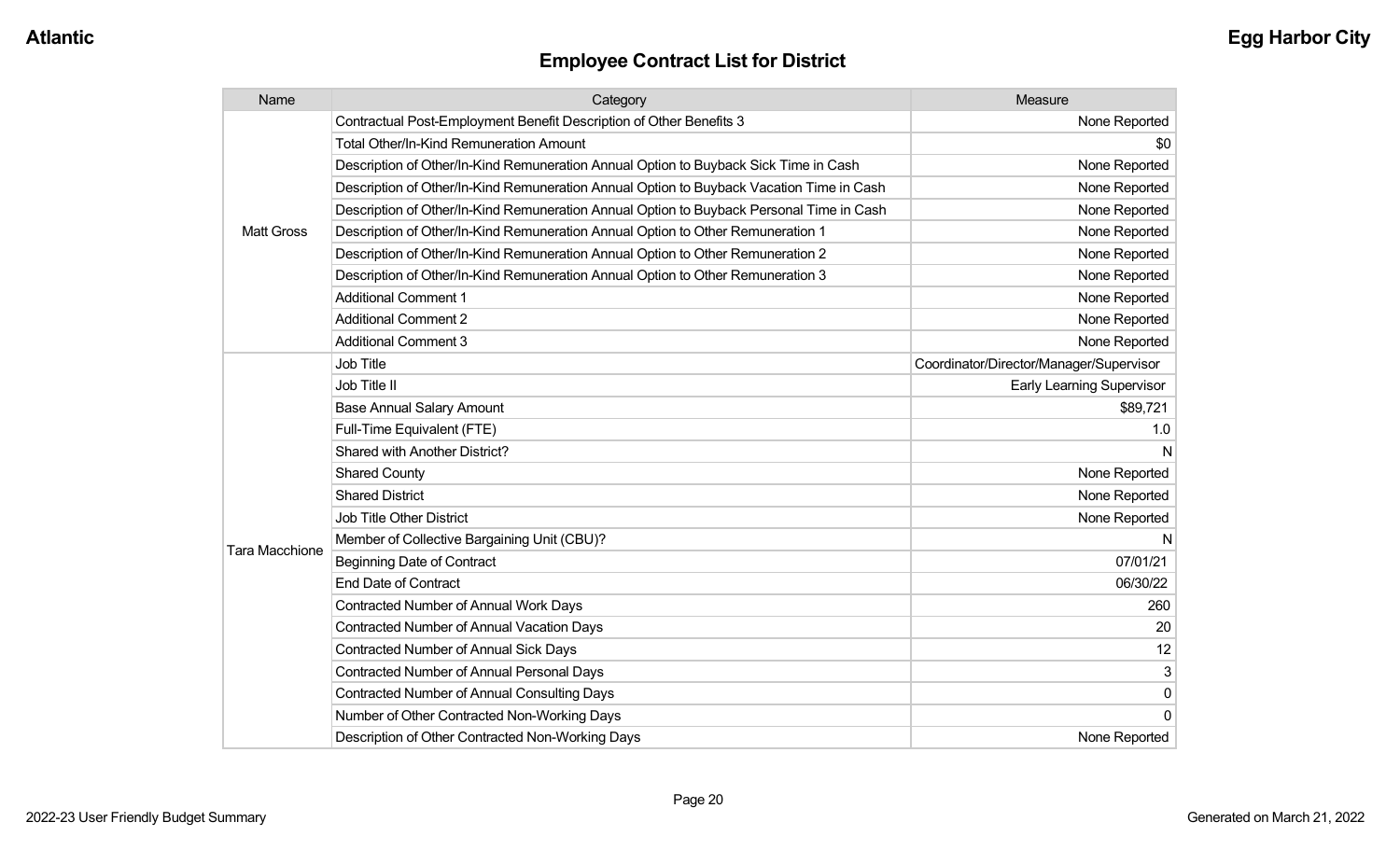## Employee Contract List for District

| Name | Category | Measure |
|---|---|---|
| Matt Gross | Contractual Post-Employment Benefit Description of Other Benefits 3 | None Reported |
| | Total Other/In-Kind Remuneration Amount | $0 |
| | Description of Other/In-Kind Remuneration Annual Option to Buyback Sick Time in Cash | None Reported |
| | Description of Other/In-Kind Remuneration Annual Option to Buyback Vacation Time in Cash | None Reported |
| | Description of Other/In-Kind Remuneration Annual Option to Buyback Personal Time in Cash | None Reported |
| | Description of Other/In-Kind Remuneration Annual Option to Other Remuneration 1 | None Reported |
| | Description of Other/In-Kind Remuneration Annual Option to Other Remuneration 2 | None Reported |
| | Description of Other/In-Kind Remuneration Annual Option to Other Remuneration 3 | None Reported |
| | Additional Comment 1 | None Reported |
| | Additional Comment 2 | None Reported |
| | Additional Comment 3 | None Reported |
| Tara Macchione | Job Title | Coordinator/Director/Manager/Supervisor |
| | Job Title II | Early Learning Supervisor |
| | Base Annual Salary Amount | $89,721 |
| | Full-Time Equivalent (FTE) | 1.0 |
| | Shared with Another District? | N |
| | Shared County | None Reported |
| | Shared District | None Reported |
| | Job Title Other District | None Reported |
| | Member of Collective Bargaining Unit (CBU)? | N |
| | Beginning Date of Contract | 07/01/21 |
| | End Date of Contract | 06/30/22 |
| | Contracted Number of Annual Work Days | 260 |
| | Contracted Number of Annual Vacation Days | 20 |
| | Contracted Number of Annual Sick Days | 12 |
| | Contracted Number of Annual Personal Days | 3 |
| | Contracted Number of Annual Consulting Days | 0 |
| | Number of Other Contracted Non-Working Days | 0 |
| | Description of Other Contracted Non-Working Days | None Reported |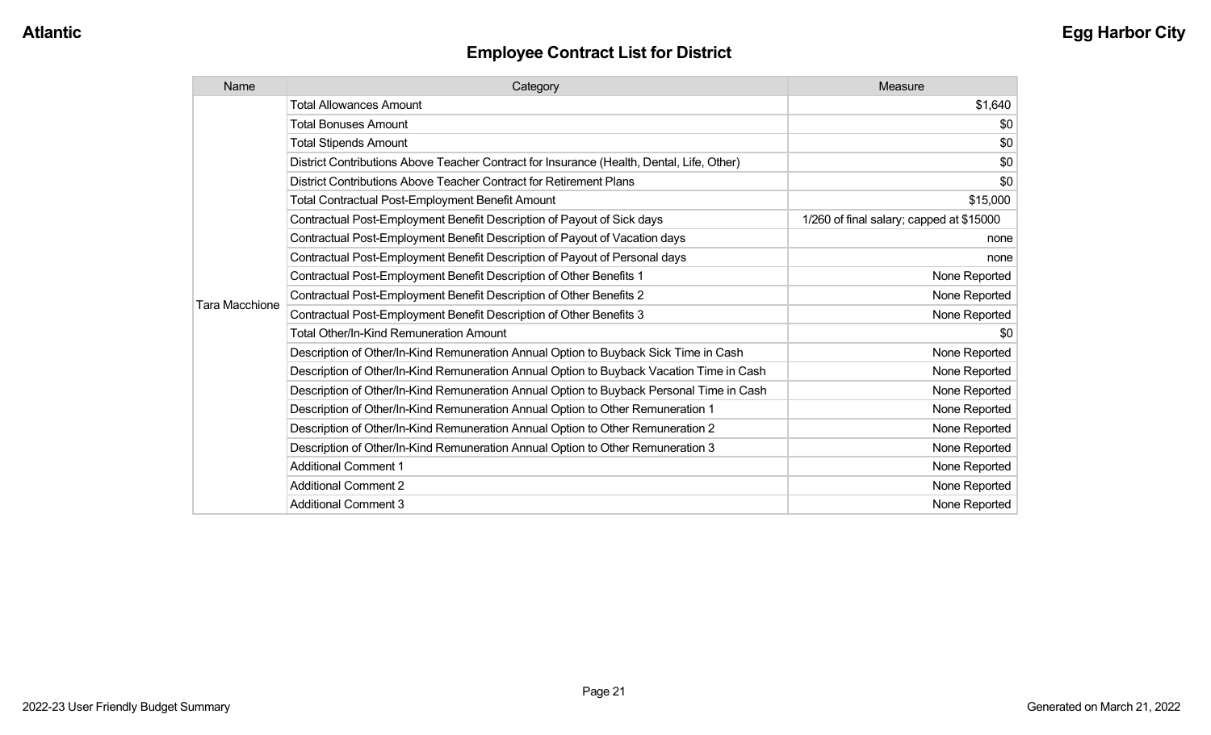## Employee Contract List for District

| Name | Category | Measure |
|---|---|---|
| Tara Macchione | Total Allowances Amount | $1,640 |
| | Total Bonuses Amount | $0 |
| | Total Stipends Amount | $0 |
| | District Contributions Above Teacher Contract for Insurance (Health, Dental, Life, Other) | $0 |
| | District Contributions Above Teacher Contract for Retirement Plans | $0 |
| | Total Contractual Post-Employment Benefit Amount | $15,000 |
| | Contractual Post-Employment Benefit Description of Payout of Sick days | 1/260 of final salary; capped at $15000 |
| | Contractual Post-Employment Benefit Description of Payout of Vacation days | none |
| | Contractual Post-Employment Benefit Description of Payout of Personal days | none |
| | Contractual Post-Employment Benefit Description of Other Benefits 1 | None Reported |
| | Contractual Post-Employment Benefit Description of Other Benefits 2 | None Reported |
| | Contractual Post-Employment Benefit Description of Other Benefits 3 | None Reported |
| | Total Other/In-Kind Remuneration Amount | $0 |
| | Description of Other/In-Kind Remuneration Annual Option to Buyback Sick Time in Cash | None Reported |
| | Description of Other/In-Kind Remuneration Annual Option to Buyback Vacation Time in Cash | None Reported |
| | Description of Other/In-Kind Remuneration Annual Option to Buyback Personal Time in Cash | None Reported |
| | Description of Other/In-Kind Remuneration Annual Option to Other Remuneration 1 | None Reported |
| | Description of Other/In-Kind Remuneration Annual Option to Other Remuneration 2 | None Reported |
| | Description of Other/In-Kind Remuneration Annual Option to Other Remuneration 3 | None Reported |
| | Additional Comment 1 | None Reported |
| | Additional Comment 2 | None Reported |
| | Additional Comment 3 | None Reported |